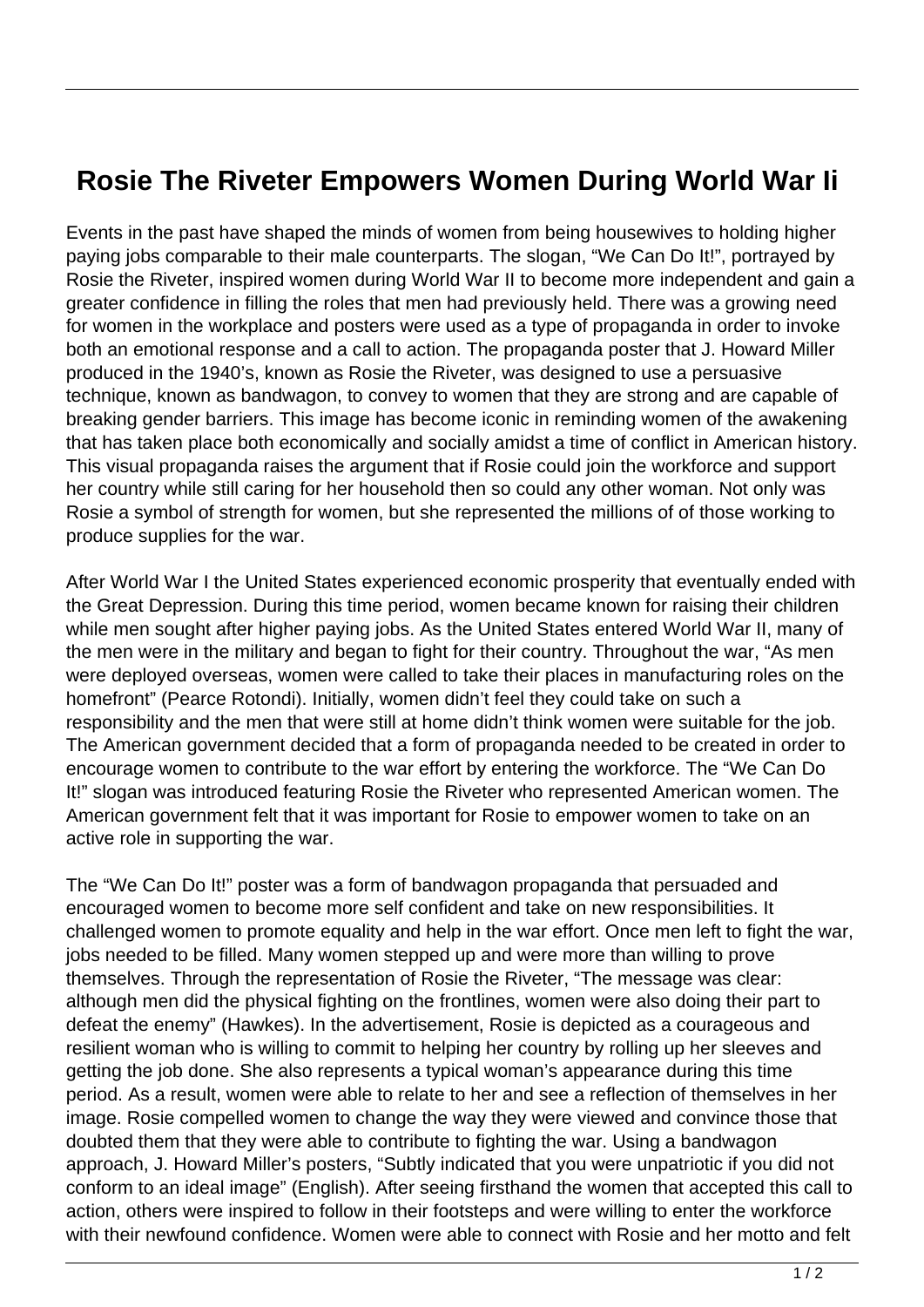# Rosie The Riveter Empowers Women During World War Ii

Events in the past have shaped the minds of women from being housewives to holding higher paying jobs comparable to their male counterparts. The slogan, "We Can Do It!", portrayed by Rosie the Riveter, inspired women during World War II to become more independent and gain a greater confidence in filling the roles that men had previously held. There was a growing need for women in the workplace and posters were used as a type of propaganda in order to invoke both an emotional response and a call to action. The propaganda poster that J. Howard Miller produced in the 1940's, known as Rosie the Riveter, was designed to use a persuasive technique, known as bandwagon, to convey to women that they are strong and are capable of breaking gender barriers. This image has become iconic in reminding women of the awakening that has taken place both economically and socially amidst a time of conflict in American history. This visual propaganda raises the argument that if Rosie could join the workforce and support her country while still caring for her household then so could any other woman. Not only was Rosie a symbol of strength for women, but she represented the millions of of those working to produce supplies for the war.

After World War I the United States experienced economic prosperity that eventually ended with the Great Depression. During this time period, women became known for raising their children while men sought after higher paying jobs. As the United States entered World War II, many of the men were in the military and began to fight for their country. Throughout the war, "As men were deployed overseas, women were called to take their places in manufacturing roles on the homefront" (Pearce Rotondi). Initially, women didn't feel they could take on such a responsibility and the men that were still at home didn't think women were suitable for the job. The American government decided that a form of propaganda needed to be created in order to encourage women to contribute to the war effort by entering the workforce. The "We Can Do It!" slogan was introduced featuring Rosie the Riveter who represented American women. The American government felt that it was important for Rosie to empower women to take on an active role in supporting the war.

The "We Can Do It!" poster was a form of bandwagon propaganda that persuaded and encouraged women to become more self confident and take on new responsibilities. It challenged women to promote equality and help in the war effort. Once men left to fight the war, jobs needed to be filled. Many women stepped up and were more than willing to prove themselves. Through the representation of Rosie the Riveter, "The message was clear: although men did the physical fighting on the frontlines, women were also doing their part to defeat the enemy" (Hawkes). In the advertisement, Rosie is depicted as a courageous and resilient woman who is willing to commit to helping her country by rolling up her sleeves and getting the job done. She also represents a typical woman's appearance during this time period. As a result, women were able to relate to her and see a reflection of themselves in her image. Rosie compelled women to change the way they were viewed and convince those that doubted them that they were able to contribute to fighting the war. Using a bandwagon approach, J. Howard Miller's posters, "Subtly indicated that you were unpatriotic if you did not conform to an ideal image" (English). After seeing firsthand the women that accepted this call to action, others were inspired to follow in their footsteps and were willing to enter the workforce with their newfound confidence. Women were able to connect with Rosie and her motto and felt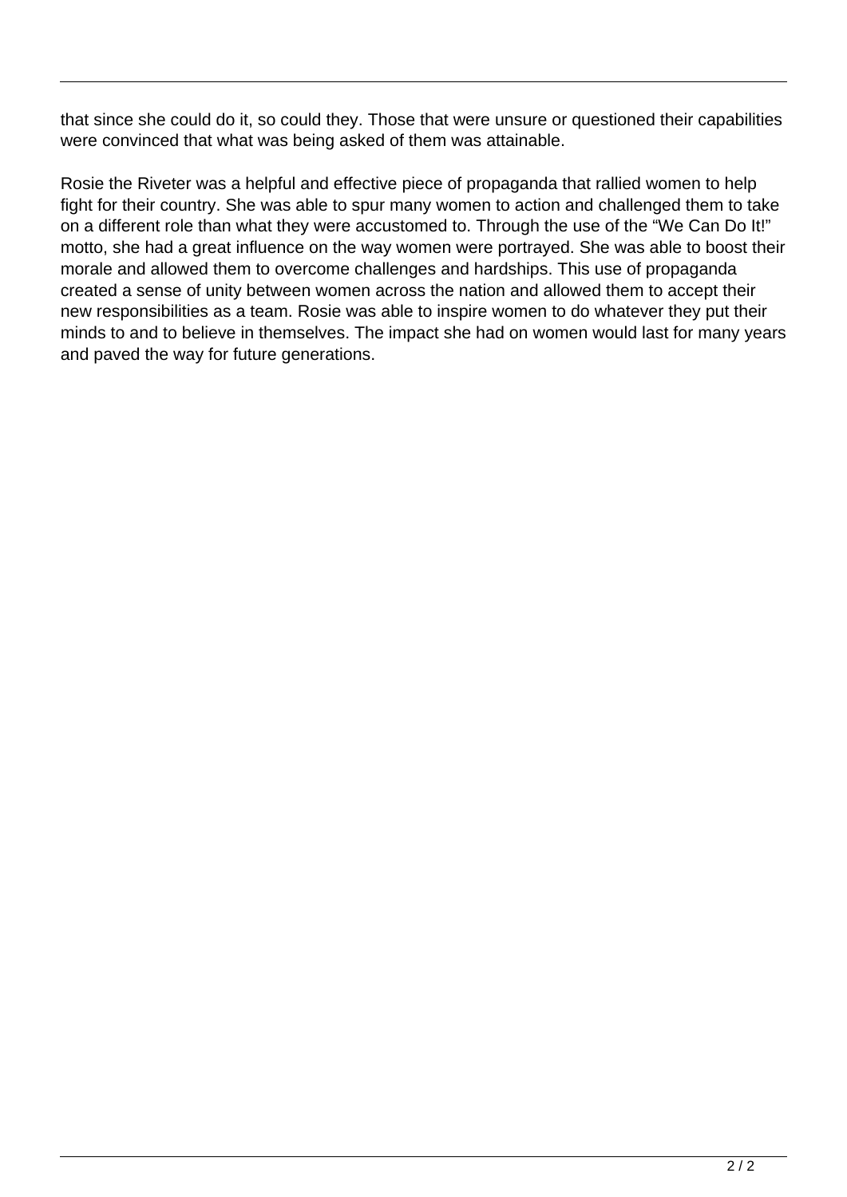that since she could do it, so could they. Those that were unsure or questioned their capabilities were convinced that what was being asked of them was attainable.

Rosie the Riveter was a helpful and effective piece of propaganda that rallied women to help fight for their country. She was able to spur many women to action and challenged them to take on a different role than what they were accustomed to. Through the use of the "We Can Do It!" motto, she had a great influence on the way women were portrayed. She was able to boost their morale and allowed them to overcome challenges and hardships. This use of propaganda created a sense of unity between women across the nation and allowed them to accept their new responsibilities as a team. Rosie was able to inspire women to do whatever they put their minds to and to believe in themselves. The impact she had on women would last for many years and paved the way for future generations.